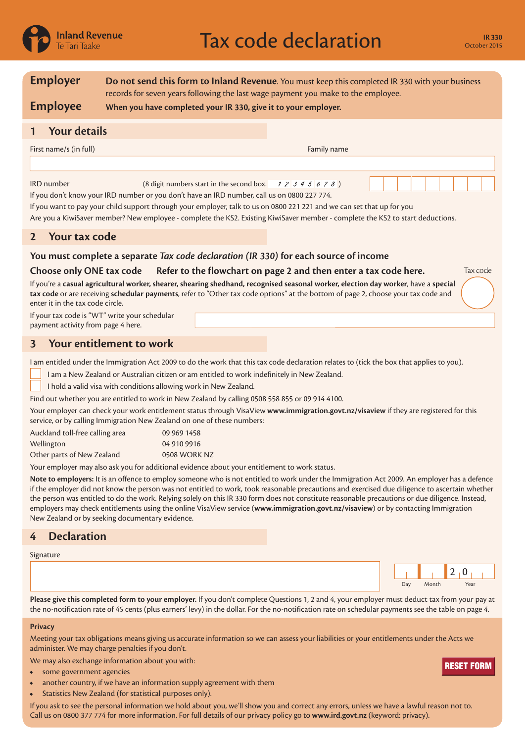Inland Revenue
Te Tari Taake

# Tax code declaration

IR 330
October 2015

**Employer** **Do not send this form to Inland Revenue**. You must keep this completed IR 330 with your business records for seven years following the last wage payment you make to the employee.

**Employee** **When you have completed your IR 330, give it to your employer.**

## 1 Your details

First name/s (in full)

Family name

IRD number (8 digit numbers start in the second box. *1 2 3 4 5 6 7 8* )

If you don't know your IRD number or you don't have an IRD number, call us on 0800 227 774.

If you want to pay your child support through your employer, talk to us on 0800 221 221 and we can set that up for you

Are you a KiwiSaver member? New employee - complete the KS2. Existing KiwiSaver member - complete the KS2 to start deductions.

## 2 Your tax code

**You must complete a separate *Tax code declaration (IR 330)* for each source of income**

**Choose only ONE tax code** **Refer to the flowchart on page 2 and then enter a tax code here.**

Tax code

If you're a **casual agricultural worker, shearer, shearing shedhand, recognised seasonal worker, election day worker**, have a **special tax code** or are receiving **schedular payments**, refer to "Other tax code options" at the bottom of page 2, choose your tax code and enter it in the tax code circle.

If your tax code is "WT" write your schedular payment activity from page 4 here.

## 3 Your entitlement to work

I am entitled under the Immigration Act 2009 to do the work that this tax code declaration relates to (tick the box that applies to you).

- ☐ I am a New Zealand or Australian citizen or am entitled to work indefinitely in New Zealand.
- ☐ I hold a valid visa with conditions allowing work in New Zealand.

Find out whether you are entitled to work in New Zealand by calling 0508 558 855 or 09 914 4100.

Your employer can check your work entitlement status through VisaView **www.immigration.govt.nz/visaview** if they are registered for this service, or by calling Immigration New Zealand on one of these numbers:

| | |
|---|---|
| Auckland toll-free calling area | 09 969 1458 |
| Wellington | 04 910 9916 |
| Other parts of New Zealand | 0508 WORK NZ |

Your employer may also ask you for additional evidence about your entitlement to work status.

**Note to employers:** It is an offence to employ someone who is not entitled to work under the Immigration Act 2009. An employer has a defence if the employer did not know the person was not entitled to work, took reasonable precautions and exercised due diligence to ascertain whether the person was entitled to do the work. Relying solely on this IR 330 form does not constitute reasonable precautions or due diligence. Instead, employers may check entitlements using the online VisaView service (**www.immigration.govt.nz/visaview**) or by contacting Immigration New Zealand or by seeking documentary evidence.

## 4 Declaration

Signature

Day Month Year 2 0

**Please give this completed form to your employer.** If you don't complete Questions 1, 2 and 4, your employer must deduct tax from your pay at the no-notification rate of 45 cents (plus earners' levy) in the dollar. For the no-notification rate on schedular payments see the table on page 4.

**Privacy**

Meeting your tax obligations means giving us accurate information so we can assess your liabilities or your entitlements under the Acts we administer. We may charge penalties if you don't.

We may also exchange information about you with:

- some government agencies
- another country, if we have an information supply agreement with them
- Statistics New Zealand (for statistical purposes only).

If you ask to see the personal information we hold about you, we'll show you and correct any errors, unless we have a lawful reason not to. Call us on 0800 377 774 for more information. For full details of our privacy policy go to **www.ird.govt.nz** (keyword: privacy).

RESET FORM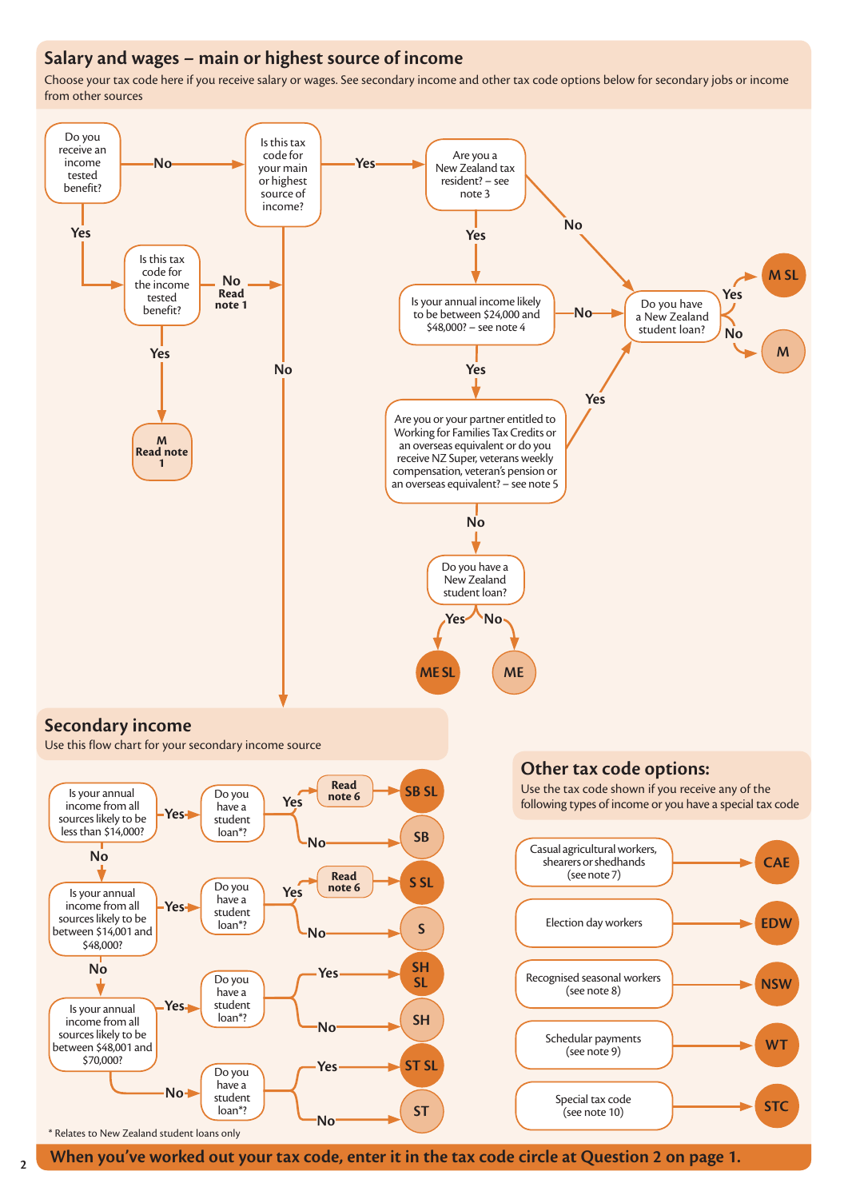## Salary and wages – main or highest source of income

Choose your tax code here if you receive salary or wages. See secondary income and other tax code options below for secondary jobs or income from other sources

- **Do you receive an income tested benefit?**
  - **Yes** → **Is this tax code for the income tested benefit?**
    - **Yes** → **M** Read note 1
    - **No** (Read note 1) → Is this tax code for your main or highest source of income?
  - **No** → **Is this tax code for your main or highest source of income?**
    - **No** → Secondary income
    - **Yes** → **Are you a New Zealand tax resident? – see note 3**
      - **No** → Do you have a New Zealand student loan?
      - **Yes** → **Is your annual income likely to be between $24,000 and $48,000? – see note 4**
        - **No** → Do you have a New Zealand student loan?
        - **Yes** → **Are you or your partner entitled to Working for Families Tax Credits or an overseas equivalent or do you receive NZ Super, veterans weekly compensation, veteran's pension or an overseas equivalent? – see note 5**
          - **Yes** → Do you have a New Zealand student loan?
          - **No** → **Do you have a New Zealand student loan?**
            - **Yes** → **ME SL**
            - **No** → **ME**

- **Do you have a New Zealand student loan?**
  - **Yes** → **M SL**
  - **No** → **M**

## Secondary income

Use this flow chart for your secondary income source

- **Is your annual income from all sources likely to be less than $14,000?**
  - **Yes** → **Do you have a student loan*?**
    - **Yes** → Read note 6 → **SB SL**
    - **No** → **SB**
  - **No** → **Is your annual income from all sources likely to be between $14,001 and $48,000?**
    - **Yes** → **Do you have a student loan*?**
      - **Yes** → Read note 6 → **S SL**
      - **No** → **S**
    - **No** → **Is your annual income from all sources likely to be between $48,001 and $70,000?**
      - **Yes** → **Do you have a student loan*?**
        - **Yes** → **SH SL**
        - **No** → **SH**
      - **No** → **Do you have a student loan*?**
        - **Yes** → **ST SL**
        - **No** → **ST**

\* Relates to New Zealand student loans only

## Other tax code options:

Use the tax code shown if you receive any of the following types of income or you have a special tax code

| Type of income | Tax code |
|---|---|
| Casual agricultural workers, shearers or shedhands (see note 7) | CAE |
| Election day workers | EDW |
| Recognised seasonal workers (see note 8) | NSW |
| Schedular payments (see note 9) | WT |
| Special tax code (see note 10) | STC |

**When you've worked out your tax code, enter it in the tax code circle at Question 2 on page 1.**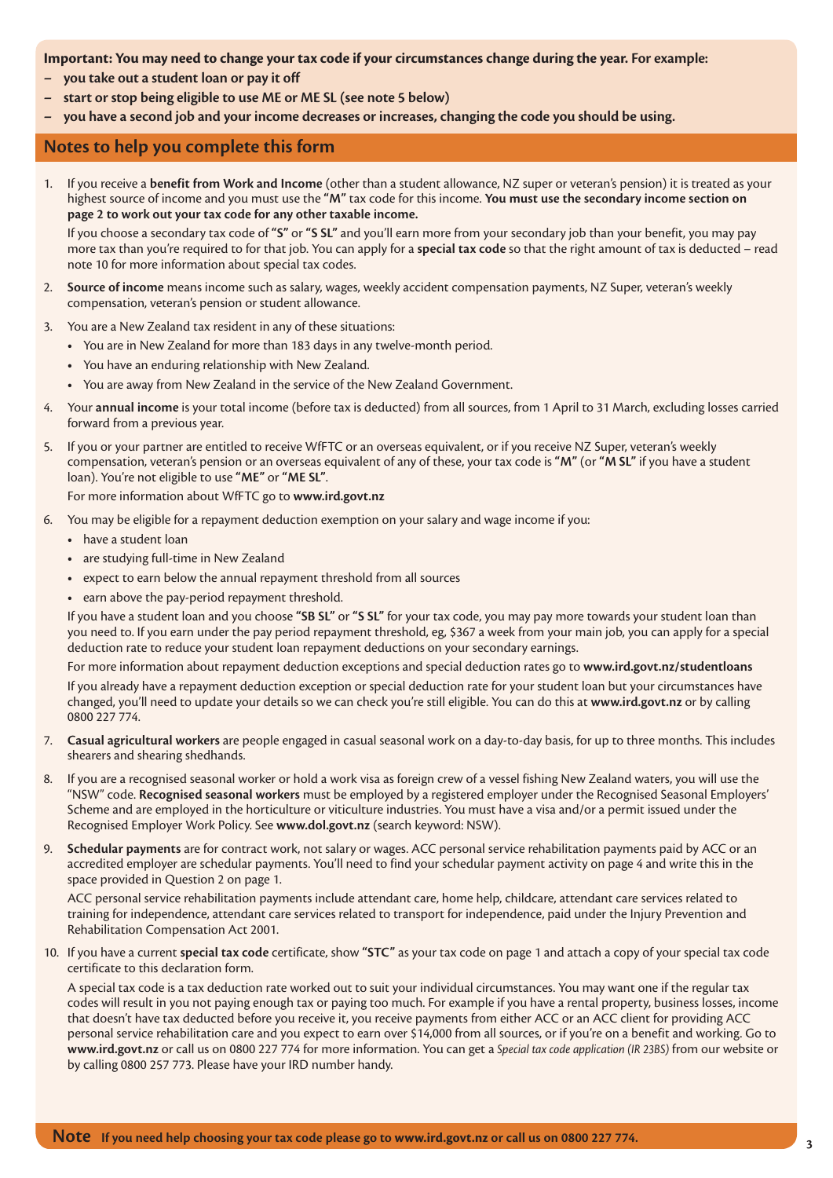**Important: You may need to change your tax code if your circumstances change during the year. For example:**

- **you take out a student loan or pay it off**
- **start or stop being eligible to use ME or ME SL (see note 5 below)**
- **you have a second job and your income decreases or increases, changing the code you should be using.**

## Notes to help you complete this form

1. If you receive a **benefit from Work and Income** (other than a student allowance, NZ super or veteran's pension) it is treated as your highest source of income and you must use the **"M"** tax code for this income. **You must use the secondary income section on page 2 to work out your tax code for any other taxable income.**

   If you choose a secondary tax code of **"S"** or **"S SL"** and you'll earn more from your secondary job than your benefit, you may pay more tax than you're required to for that job. You can apply for a **special tax code** so that the right amount of tax is deducted – read note 10 for more information about special tax codes.

2. **Source of income** means income such as salary, wages, weekly accident compensation payments, NZ Super, veteran's weekly compensation, veteran's pension or student allowance.

3. You are a New Zealand tax resident in any of these situations:
   - You are in New Zealand for more than 183 days in any twelve-month period.
   - You have an enduring relationship with New Zealand.
   - You are away from New Zealand in the service of the New Zealand Government.

4. Your **annual income** is your total income (before tax is deducted) from all sources, from 1 April to 31 March, excluding losses carried forward from a previous year.

5. If you or your partner are entitled to receive WfFTC or an overseas equivalent, or if you receive NZ Super, veteran's weekly compensation, veteran's pension or an overseas equivalent of any of these, your tax code is **"M"** (or **"M SL"** if you have a student loan). You're not eligible to use **"ME"** or **"ME SL"**.

   For more information about WfFTC go to **www.ird.govt.nz**

6. You may be eligible for a repayment deduction exemption on your salary and wage income if you:
   - have a student loan
   - are studying full-time in New Zealand
   - expect to earn below the annual repayment threshold from all sources
   - earn above the pay-period repayment threshold.

   If you have a student loan and you choose **"SB SL"** or **"S SL"** for your tax code, you may pay more towards your student loan than you need to. If you earn under the pay period repayment threshold, eg, $367 a week from your main job, you can apply for a special deduction rate to reduce your student loan repayment deductions on your secondary earnings.

   For more information about repayment deduction exceptions and special deduction rates go to **www.ird.govt.nz/studentloans**

   If you already have a repayment deduction exception or special deduction rate for your student loan but your circumstances have changed, you'll need to update your details so we can check you're still eligible. You can do this at **www.ird.govt.nz** or by calling 0800 227 774.

7. **Casual agricultural workers** are people engaged in casual seasonal work on a day-to-day basis, for up to three months. This includes shearers and shearing shedhands.

8. If you are a recognised seasonal worker or hold a work visa as foreign crew of a vessel fishing New Zealand waters, you will use the "NSW" code. **Recognised seasonal workers** must be employed by a registered employer under the Recognised Seasonal Employers' Scheme and are employed in the horticulture or viticulture industries. You must have a visa and/or a permit issued under the Recognised Employer Work Policy. See **www.dol.govt.nz** (search keyword: NSW).

9. **Schedular payments** are for contract work, not salary or wages. ACC personal service rehabilitation payments paid by ACC or an accredited employer are schedular payments. You'll need to find your schedular payment activity on page 4 and write this in the space provided in Question 2 on page 1.

   ACC personal service rehabilitation payments include attendant care, home help, childcare, attendant care services related to training for independence, attendant care services related to transport for independence, paid under the Injury Prevention and Rehabilitation Compensation Act 2001.

10. If you have a current **special tax code** certificate, show **"STC"** as your tax code on page 1 and attach a copy of your special tax code certificate to this declaration form.

    A special tax code is a tax deduction rate worked out to suit your individual circumstances. You may want one if the regular tax codes will result in you not paying enough tax or paying too much. For example if you have a rental property, business losses, income that doesn't have tax deducted before you receive it, you receive payments from either ACC or an ACC client for providing ACC personal service rehabilitation care and you expect to earn over $14,000 from all sources, or if you're on a benefit and working. Go to **www.ird.govt.nz** or call us on 0800 227 774 for more information. You can get a *Special tax code application (IR 23BS)* from our website or by calling 0800 257 773. Please have your IRD number handy.

**Note** **If you need help choosing your tax code please go to www.ird.govt.nz or call us on 0800 227 774.**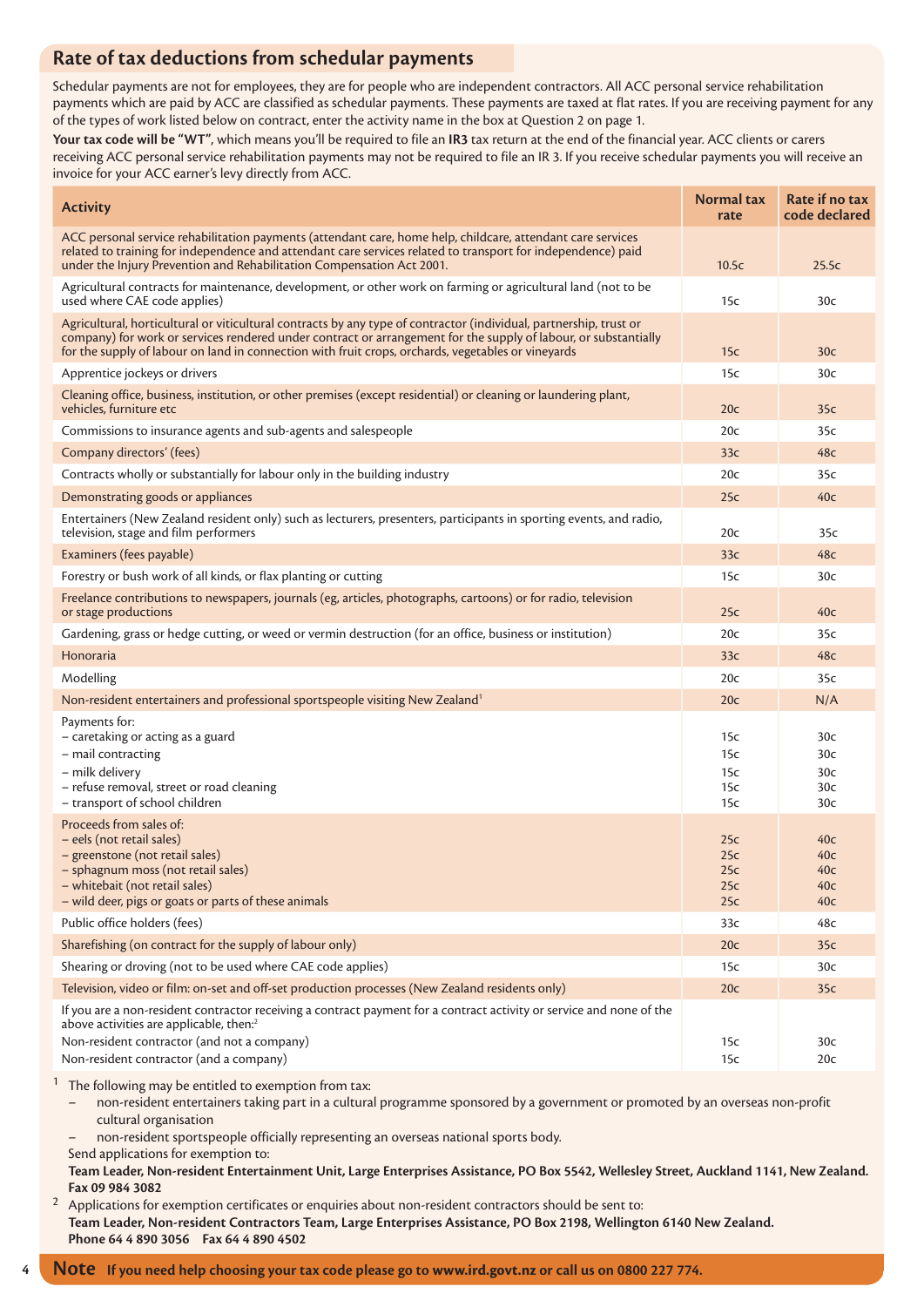## Rate of tax deductions from schedular payments

Schedular payments are not for employees, they are for people who are independent contractors. All ACC personal service rehabilitation payments which are paid by ACC are classified as schedular payments. These payments are taxed at flat rates. If you are receiving payment for any of the types of work listed below on contract, enter the activity name in the box at Question 2 on page 1.

**Your tax code will be "WT"**, which means you'll be required to file an **IR3** tax return at the end of the financial year. ACC clients or carers receiving ACC personal service rehabilitation payments may not be required to file an IR 3. If you receive schedular payments you will receive an invoice for your ACC earner's levy directly from ACC.

| Activity | Normal tax rate | Rate if no tax code declared |
|---|---|---|
| ACC personal service rehabilitation payments (attendant care, home help, childcare, attendant care services related to training for independence and attendant care services related to transport for independence) paid under the Injury Prevention and Rehabilitation Compensation Act 2001. | 10.5c | 25.5c |
| Agricultural contracts for maintenance, development, or other work on farming or agricultural land (not to be used where CAE code applies) | 15c | 30c |
| Agricultural, horticultural or viticultural contracts by any type of contractor (individual, partnership, trust or company) for work or services rendered under contract or arrangement for the supply of labour, or substantially for the supply of labour on land in connection with fruit crops, orchards, vegetables or vineyards | 15c | 30c |
| Apprentice jockeys or drivers | 15c | 30c |
| Cleaning office, business, institution, or other premises (except residential) or cleaning or laundering plant, vehicles, furniture etc | 20c | 35c |
| Commissions to insurance agents and sub-agents and salespeople | 20c | 35c |
| Company directors' (fees) | 33c | 48c |
| Contracts wholly or substantially for labour only in the building industry | 20c | 35c |
| Demonstrating goods or appliances | 25c | 40c |
| Entertainers (New Zealand resident only) such as lecturers, presenters, participants in sporting events, and radio, television, stage and film performers | 20c | 35c |
| Examiners (fees payable) | 33c | 48c |
| Forestry or bush work of all kinds, or flax planting or cutting | 15c | 30c |
| Freelance contributions to newspapers, journals (eg, articles, photographs, cartoons) or for radio, television or stage productions | 25c | 40c |
| Gardening, grass or hedge cutting, or weed or vermin destruction (for an office, business or institution) | 20c | 35c |
| Honoraria | 33c | 48c |
| Modelling | 20c | 35c |
| Non-resident entertainers and professional sportspeople visiting New Zealand[1] | 20c | N/A |
| Payments for: | | |
| – caretaking or acting as a guard | 15c | 30c |
| – mail contracting | 15c | 30c |
| – milk delivery | 15c | 30c |
| – refuse removal, street or road cleaning | 15c | 30c |
| – transport of school children | 15c | 30c |
| Proceeds from sales of: | | |
| – eels (not retail sales) | 25c | 40c |
| – greenstone (not retail sales) | 25c | 40c |
| – sphagnum moss (not retail sales) | 25c | 40c |
| – whitebait (not retail sales) | 25c | 40c |
| – wild deer, pigs or goats or parts of these animals | 25c | 40c |
| Public office holders (fees) | 33c | 48c |
| Sharefishing (on contract for the supply of labour only) | 20c | 35c |
| Shearing or droving (not to be used where CAE code applies) | 15c | 30c |
| Television, video or film: on-set and off-set production processes (New Zealand residents only) | 20c | 35c |
| If you are a non-resident contractor receiving a contract payment for a contract activity or service and none of the above activities are applicable, then:[2] | | |
| Non-resident contractor (and not a company) | 15c | 30c |
| Non-resident contractor (and a company) | 15c | 20c |

[1] The following may be entitled to exemption from tax:

- non-resident entertainers taking part in a cultural programme sponsored by a government or promoted by an overseas non-profit cultural organisation
- non-resident sportspeople officially representing an overseas national sports body.

Send applications for exemption to:
**Team Leader, Non-resident Entertainment Unit, Large Enterprises Assistance, PO Box 5542, Wellesley Street, Auckland 1141, New Zealand. Fax 09 984 3082**

[2] Applications for exemption certificates or enquiries about non-resident contractors should be sent to:
**Team Leader, Non-resident Contractors Team, Large Enterprises Assistance, PO Box 2198, Wellington 6140 New Zealand. Phone 64 4 890 3056 Fax 64 4 890 4502**

**Note** **If you need help choosing your tax code please go to www.ird.govt.nz or call us on 0800 227 774.**